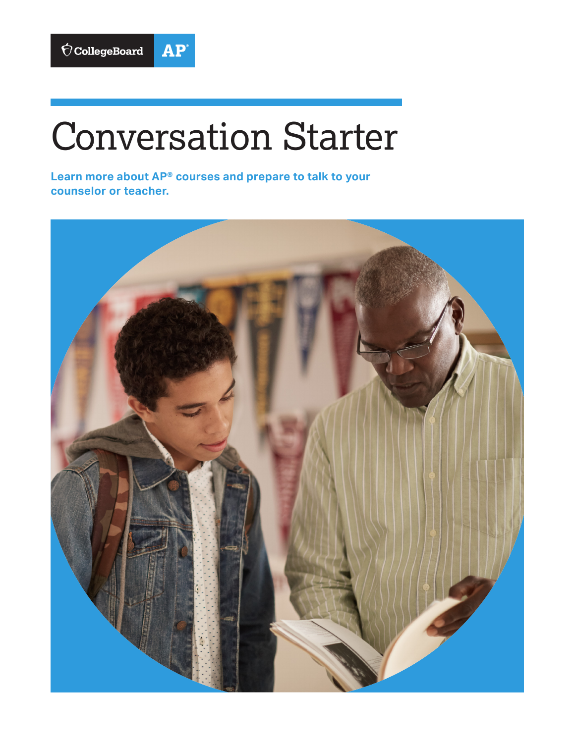CollegeBoard AP®

# Conversation Starter

**Learn more about AP® courses and prepare to talk to your counselor or teacher.**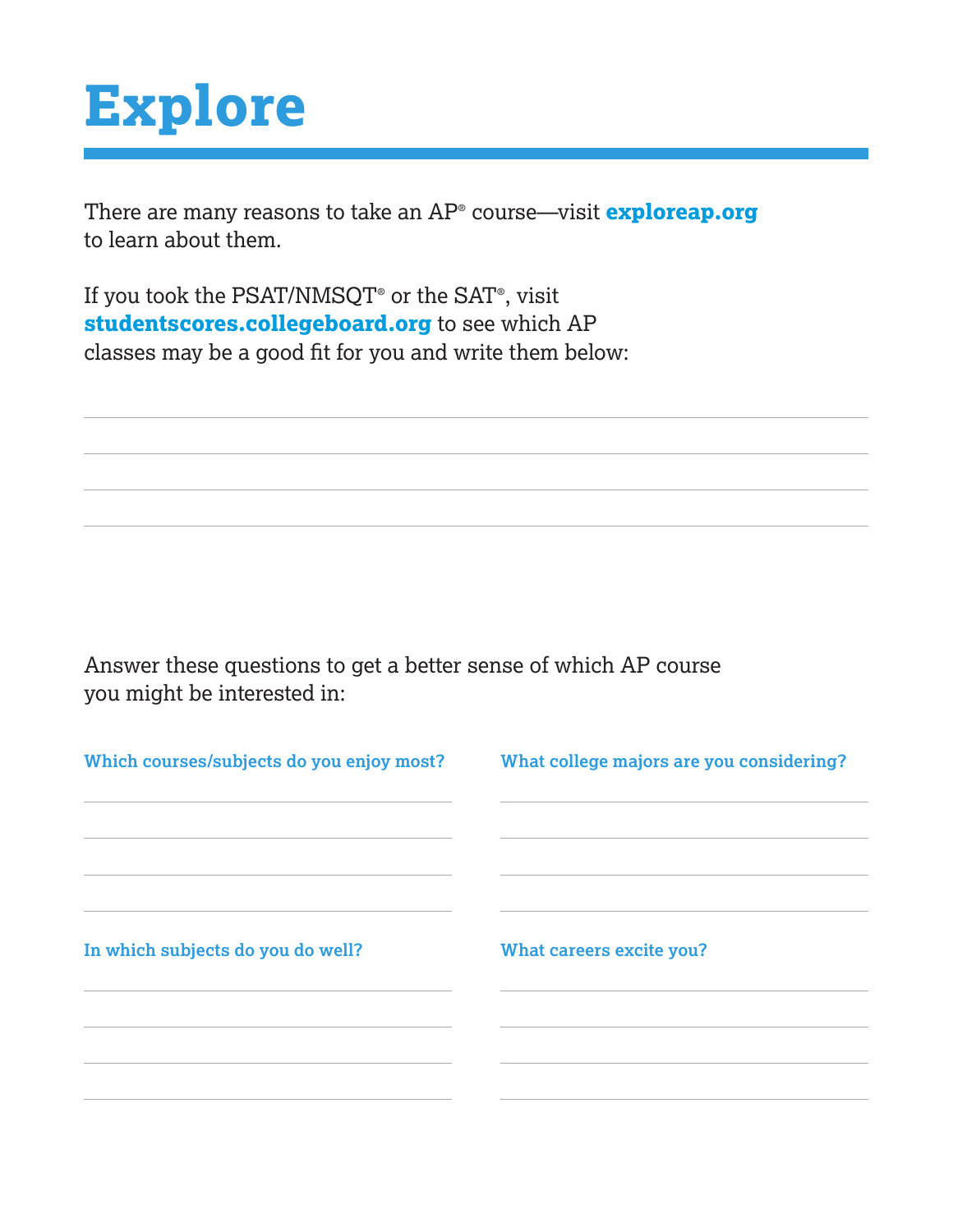# Explore

There are many reasons to take an AP® course—visit **exploreap.org** to learn about them.

If you took the PSAT/NMSQT® or the SAT®, visit **studentscores.collegeboard.org** to see which AP classes may be a good fit for you and write them below:

Answer these questions to get a better sense of which AP course you might be interested in:

**Which courses/subjects do you enjoy most?**

**In which subjects do you do well?**

**What college majors are you considering?**

**What careers excite you?**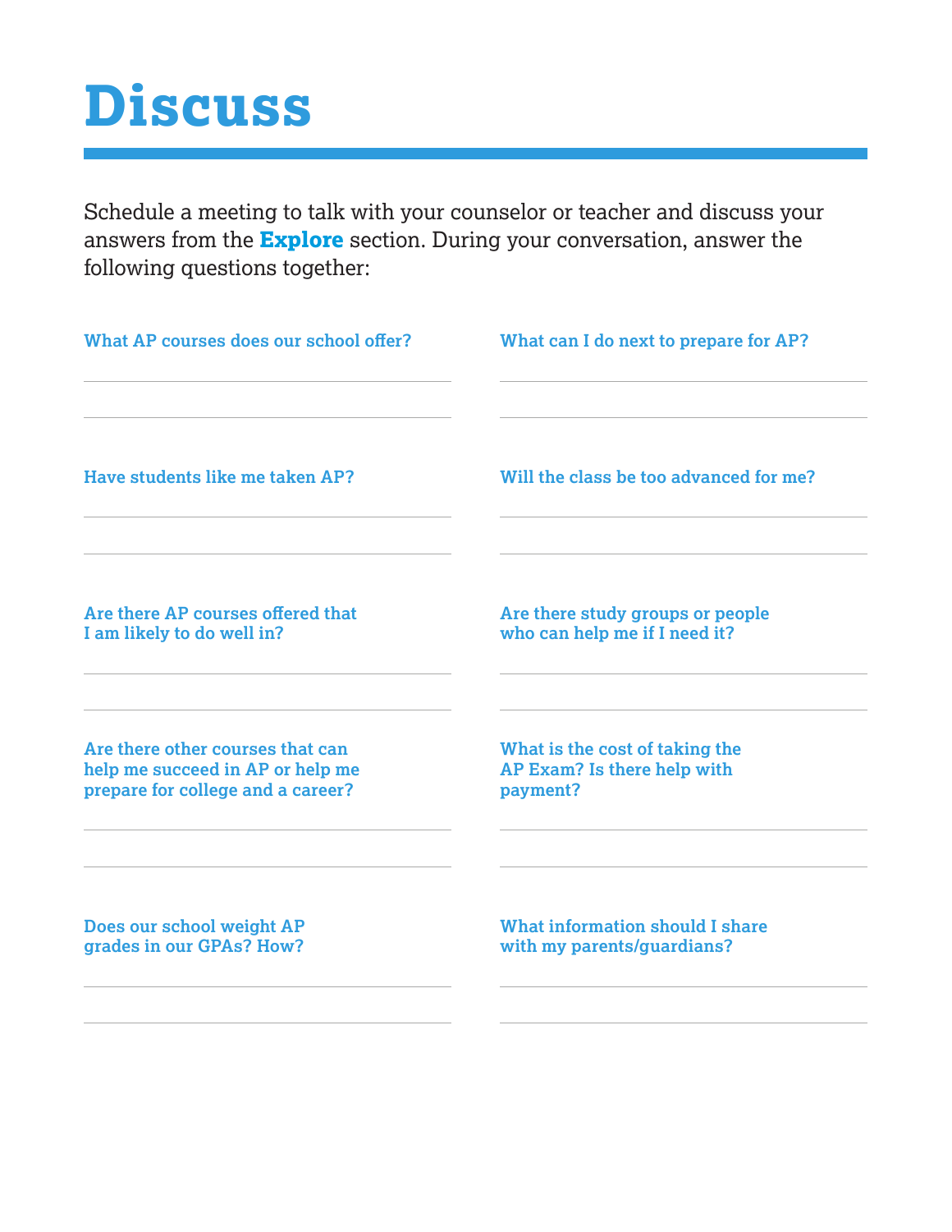# Discuss

Schedule a meeting to talk with your counselor or teacher and discuss your answers from the **Explore** section. During your conversation, answer the following questions together:

**What AP courses does our school offer?**

**Have students like me taken AP?**

**Are there AP courses offered that I am likely to do well in?**

**Are there other courses that can help me succeed in AP or help me prepare for college and a career?**

**Does our school weight AP grades in our GPAs? How?**

**What can I do next to prepare for AP?**

**Will the class be too advanced for me?**

**Are there study groups or people who can help me if I need it?**

**What is the cost of taking the AP Exam? Is there help with payment?**

**What information should I share with my parents/guardians?**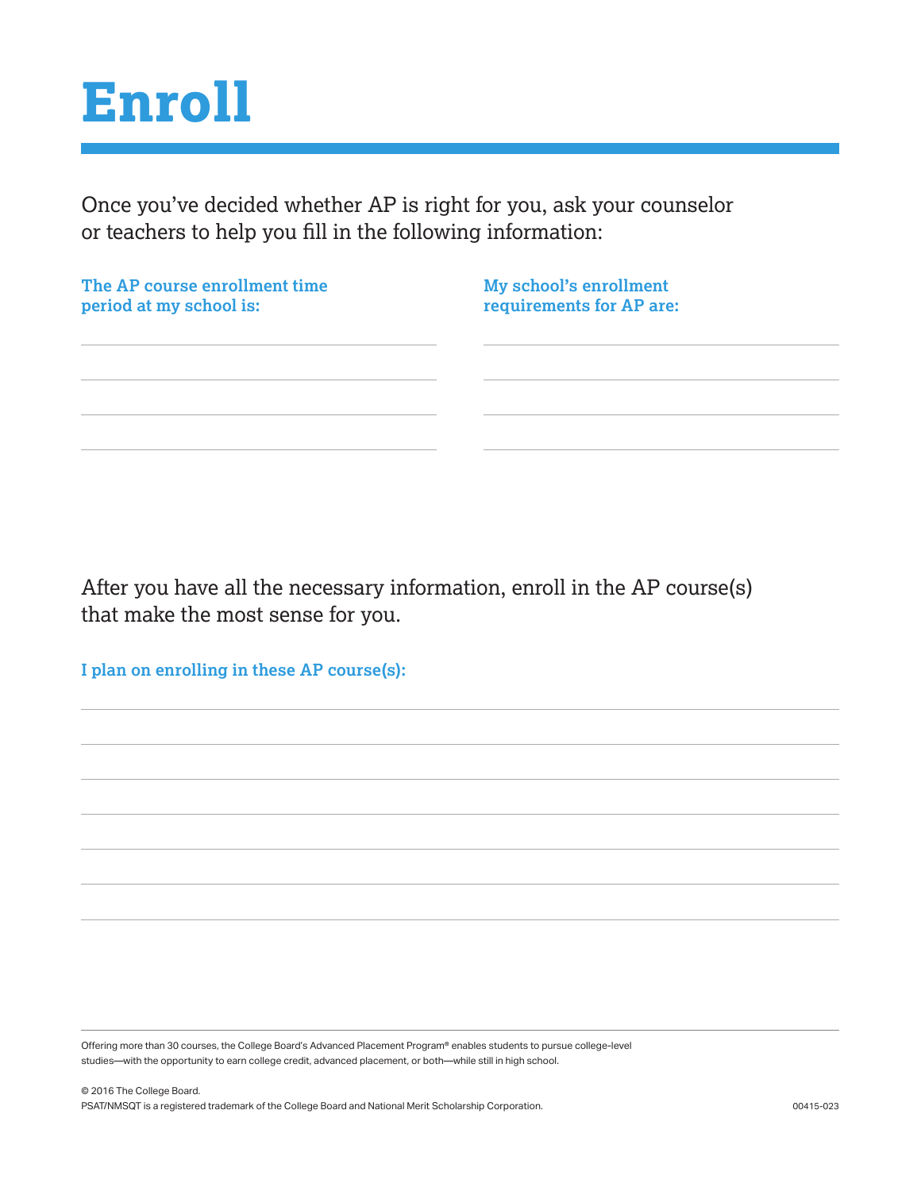# Enroll

Once you've decided whether AP is right for you, ask your counselor or teachers to help you fill in the following information:

**The AP course enrollment time period at my school is:**

**My school's enrollment requirements for AP are:**

After you have all the necessary information, enroll in the AP course(s) that make the most sense for you.

**I plan on enrolling in these AP course(s):**

Offering more than 30 courses, the College Board's Advanced Placement Program® enables students to pursue college-level studies—with the opportunity to earn college credit, advanced placement, or both—while still in high school.

© 2016 The College Board.
PSAT/NMSQT is a registered trademark of the College Board and National Merit Scholarship Corporation.

00415-023